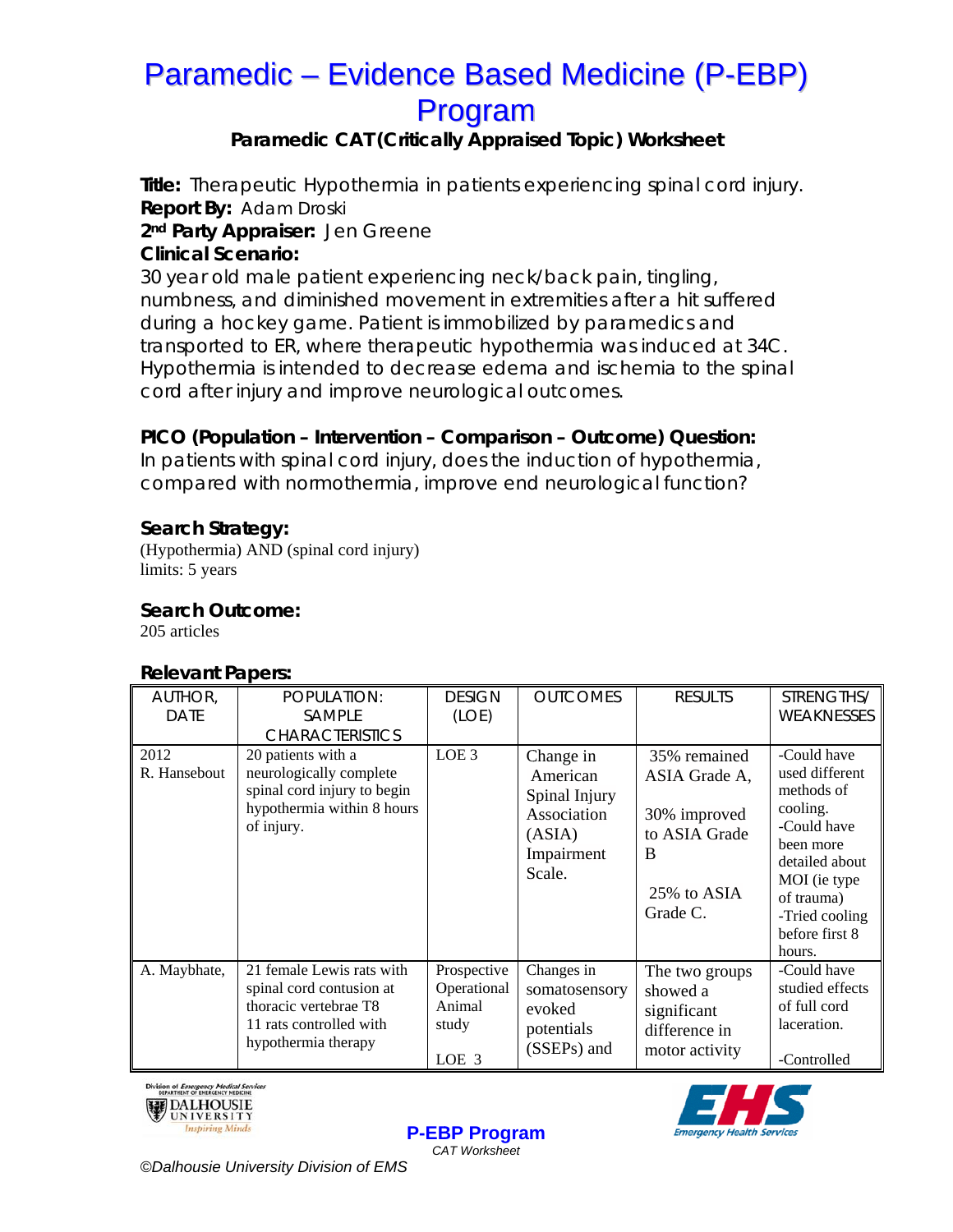# Paramedic – Evidence Based Medicine (P-EBP) Program

**Paramedic CAT (Critically Appraised Topic) Worksheet**

**Title:** Therapeutic Hypothermia in patients experiencing spinal cord injury.
**Report By:** Adam Droski
**2nd Party Appraiser:** Jen Greene
**Clinical Scenario:**
30 year old male patient experiencing neck/back pain, tingling, numbness, and diminished movement in extremities after a hit suffered during a hockey game. Patient is immobilized by paramedics and transported to ER, where therapeutic hypothermia was induced at 34C. Hypothermia is intended to decrease edema and ischemia to the spinal cord after injury and improve neurological outcomes.

**PICO (Population – Intervention – Comparison – Outcome) Question:**
In patients with spinal cord injury, does the induction of hypothermia, compared with normothermia, improve end neurological function?

**Search Strategy:**
(Hypothermia) AND (spinal cord injury)
limits: 5 years

**Search Outcome:**
205 articles

**Relevant Papers:**

| AUTHOR, DATE | POPULATION: SAMPLE CHARACTERISTICS | DESIGN (LOE) | OUTCOMES | RESULTS | STRENGTHS/ WEAKNESSES |
|---|---|---|---|---|---|
| 2012 R. Hansebout | 20 patients with a neurologically complete spinal cord injury to begin hypothermia within 8 hours of injury. | LOE 3 | Change in American Spinal Injury Association (ASIA) Impairment Scale. | 35% remained ASIA Grade A, 30% improved to ASIA Grade B 25% to ASIA Grade C. | -Could have used different methods of cooling. -Could have been more detailed about MOI (ie type of trauma) -Tried cooling before first 8 hours. |
| A. Maybhate, | 21 female Lewis rats with spinal cord contusion at thoracic vertebrae T8 11 rats controlled with hypothermia therapy | Prospective Operational Animal study LOE 3 | Changes in somatosensory evoked potentials (SSEPs) and | The two groups showed a significant difference in motor activity | -Could have studied effects of full cord laceration. -Controlled |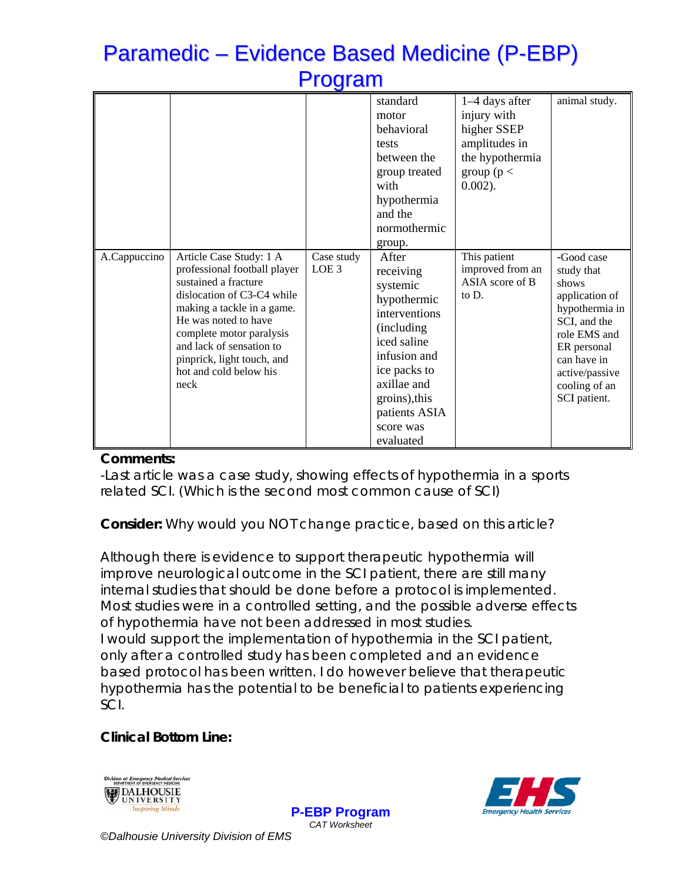| | | | standard motor behavioral tests between the group treated with hypothermia and the normothermic group. | 1–4 days after injury with higher SSEP amplitudes in the hypothermia group ($p < 0.002$). | animal study. |
|---|---|---|---|---|---|
| A.Cappuccino | Article Case Study: 1 A professional football player sustained a fracture dislocation of C3-C4 while making a tackle in a game. He was noted to have complete motor paralysis and lack of sensation to pinprick, light touch, and hot and cold below his neck | Case study LOE 3 | After receiving systemic hypothermic interventions (including iced saline infusion and ice packs to axillae and groins),this patients ASIA score was evaluated | This patient improved from an ASIA score of B to D. | -Good case study that shows application of hypothermia in SCI, and the role EMS and ER personal can have in active/passive cooling of an SCI patient. |

**Comments:**

-Last article was a case study, showing effects of hypothermia in a sports related SCI. (Which is the second most common cause of SCI)

**Consider:** Why would you NOT change practice, based on this article?

Although there is evidence to support therapeutic hypothermia will improve neurological outcome in the SCI patient, there are still many internal studies that should be done before a protocol is implemented. Most studies were in a controlled setting, and the possible adverse effects of hypothermia have not been addressed in most studies.
I would support the implementation of hypothermia in the SCI patient, only after a controlled study has been completed and an evidence based protocol has been written. I do however believe that therapeutic hypothermia has the potential to be beneficial to patients experiencing SCI.

**Clinical Bottom Line:**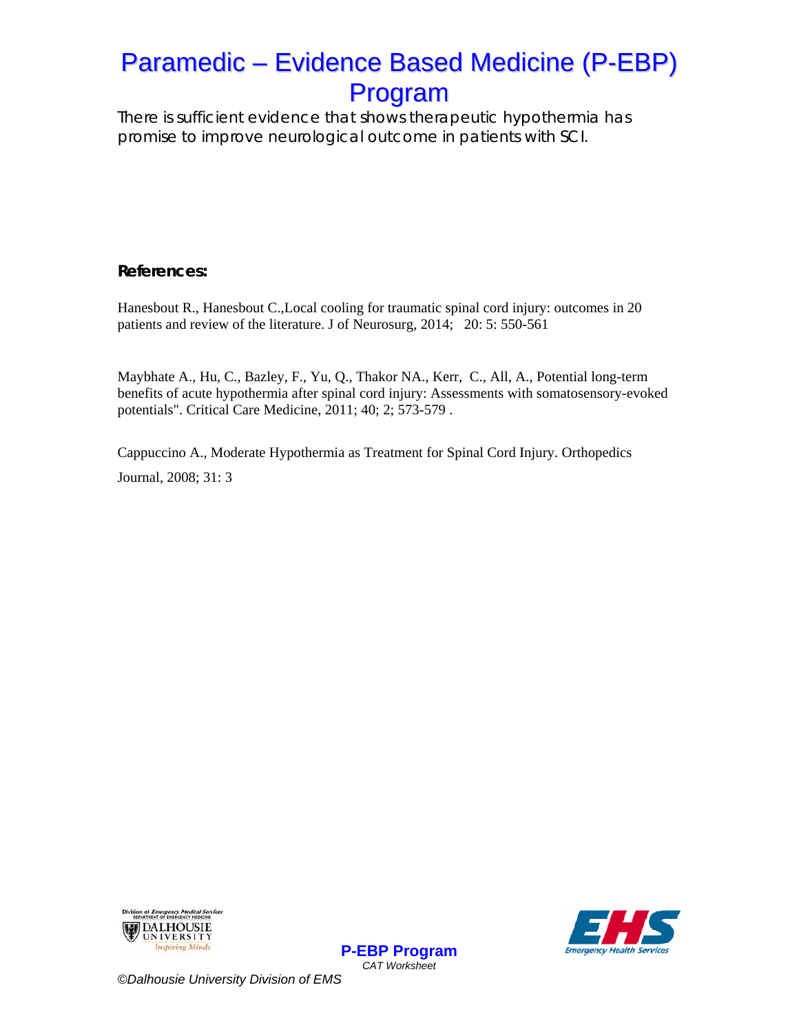There is sufficient evidence that shows therapeutic hypothermia has promise to improve neurological outcome in patients with SCI.

**References:**

Hanesbout R., Hanesbout C.,Local cooling for traumatic spinal cord injury: outcomes in 20 patients and review of the literature. J of Neurosurg, 2014; 20: 5: 550-561

Maybhate A., Hu, C., Bazley, F., Yu, Q., Thakor NA., Kerr, C., All, A., Potential long-term benefits of acute hypothermia after spinal cord injury: Assessments with somatosensory-evoked potentials". Critical Care Medicine, 2011; 40; 2; 573-579 .

Cappuccino A., Moderate Hypothermia as Treatment for Spinal Cord Injury. Orthopedics Journal, 2008; 31: 3